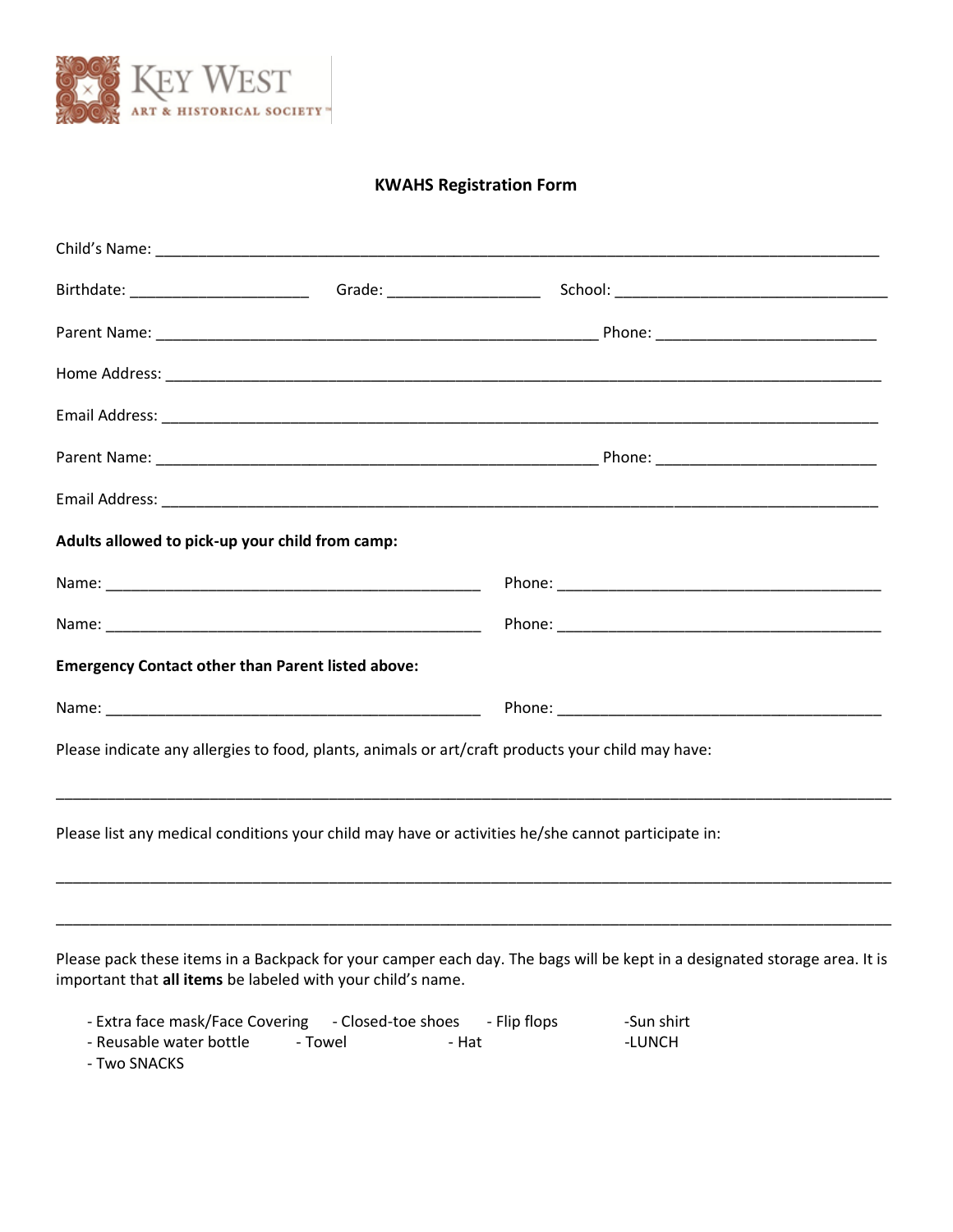KEY WEST ART & HISTORICAL SOCIETY

## KWAHS Registration Form

Child's Name: ________________________________________________________________________________

Birthdate: ____________________ Grade: _________________ School: ______________________________

Parent Name: _________________________________________________ Phone: ________________________

Home Address: _________________________________________________________________________________

Email Address: _________________________________________________________________________________

Parent Name: _________________________________________________ Phone: ________________________

Email Address: _________________________________________________________________________________

**Adults allowed to pick-up your child from camp:**

Name: __________________________________________ Phone: ____________________________________

Name: __________________________________________ Phone: ____________________________________

**Emergency Contact other than Parent listed above:**

Name: __________________________________________ Phone: ____________________________________

Please indicate any allergies to food, plants, animals or art/craft products your child may have:

_____________________________________________________________________________________________

Please list any medical conditions your child may have or activities he/she cannot participate in:

_____________________________________________________________________________________________

_____________________________________________________________________________________________

Please pack these items in a Backpack for your camper each day. The bags will be kept in a designated storage area. It is important that **all items** be labeled with your child's name.

- Extra face mask/Face Covering
- Closed-toe shoes
- Flip flops
- Sun shirt
- Reusable water bottle
- Towel
- Hat
- LUNCH
- Two SNACKS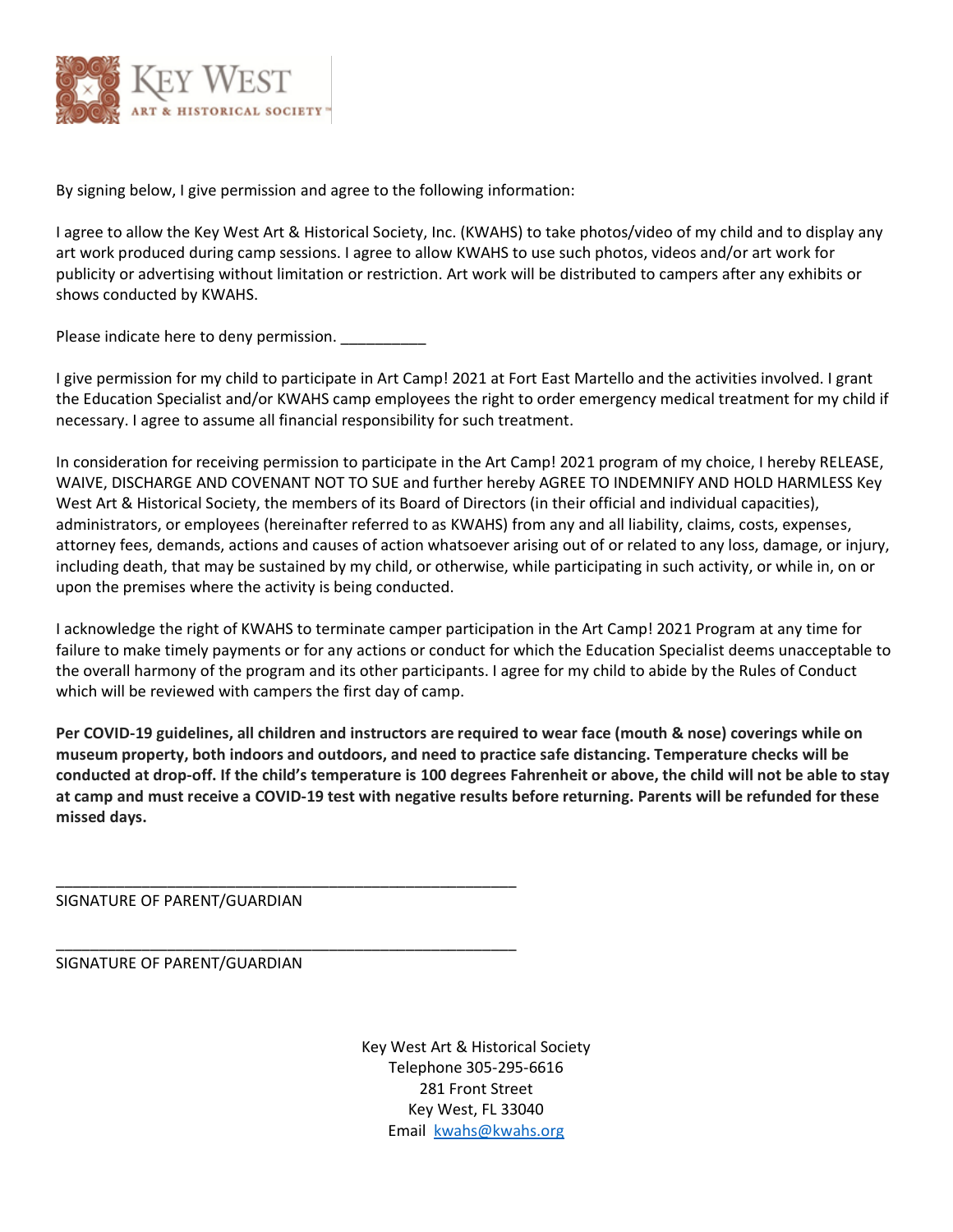KEY WEST

ART & HISTORICAL SOCIETY

By signing below, I give permission and agree to the following information:

I agree to allow the Key West Art & Historical Society, Inc. (KWAHS) to take photos/video of my child and to display any art work produced during camp sessions. I agree to allow KWAHS to use such photos, videos and/or art work for publicity or advertising without limitation or restriction. Art work will be distributed to campers after any exhibits or shows conducted by KWAHS.

Please indicate here to deny permission. __________

I give permission for my child to participate in Art Camp! 2021 at Fort East Martello and the activities involved. I grant the Education Specialist and/or KWAHS camp employees the right to order emergency medical treatment for my child if necessary. I agree to assume all financial responsibility for such treatment.

In consideration for receiving permission to participate in the Art Camp! 2021 program of my choice, I hereby RELEASE, WAIVE, DISCHARGE AND COVENANT NOT TO SUE and further hereby AGREE TO INDEMNIFY AND HOLD HARMLESS Key West Art & Historical Society, the members of its Board of Directors (in their official and individual capacities), administrators, or employees (hereinafter referred to as KWAHS) from any and all liability, claims, costs, expenses, attorney fees, demands, actions and causes of action whatsoever arising out of or related to any loss, damage, or injury, including death, that may be sustained by my child, or otherwise, while participating in such activity, or while in, on or upon the premises where the activity is being conducted.

I acknowledge the right of KWAHS to terminate camper participation in the Art Camp! 2021 Program at any time for failure to make timely payments or for any actions or conduct for which the Education Specialist deems unacceptable to the overall harmony of the program and its other participants. I agree for my child to abide by the Rules of Conduct which will be reviewed with campers the first day of camp.

**Per COVID-19 guidelines, all children and instructors are required to wear face (mouth & nose) coverings while on museum property, both indoors and outdoors, and need to practice safe distancing. Temperature checks will be conducted at drop-off. If the child's temperature is 100 degrees Fahrenheit or above, the child will not be able to stay at camp and must receive a COVID-19 test with negative results before returning. Parents will be refunded for these missed days.**

_______________________________________________________

SIGNATURE OF PARENT/GUARDIAN

_______________________________________________________

SIGNATURE OF PARENT/GUARDIAN

Key West Art & Historical Society
Telephone 305-295-6616
281 Front Street
Key West, FL 33040
Email kwahs@kwahs.org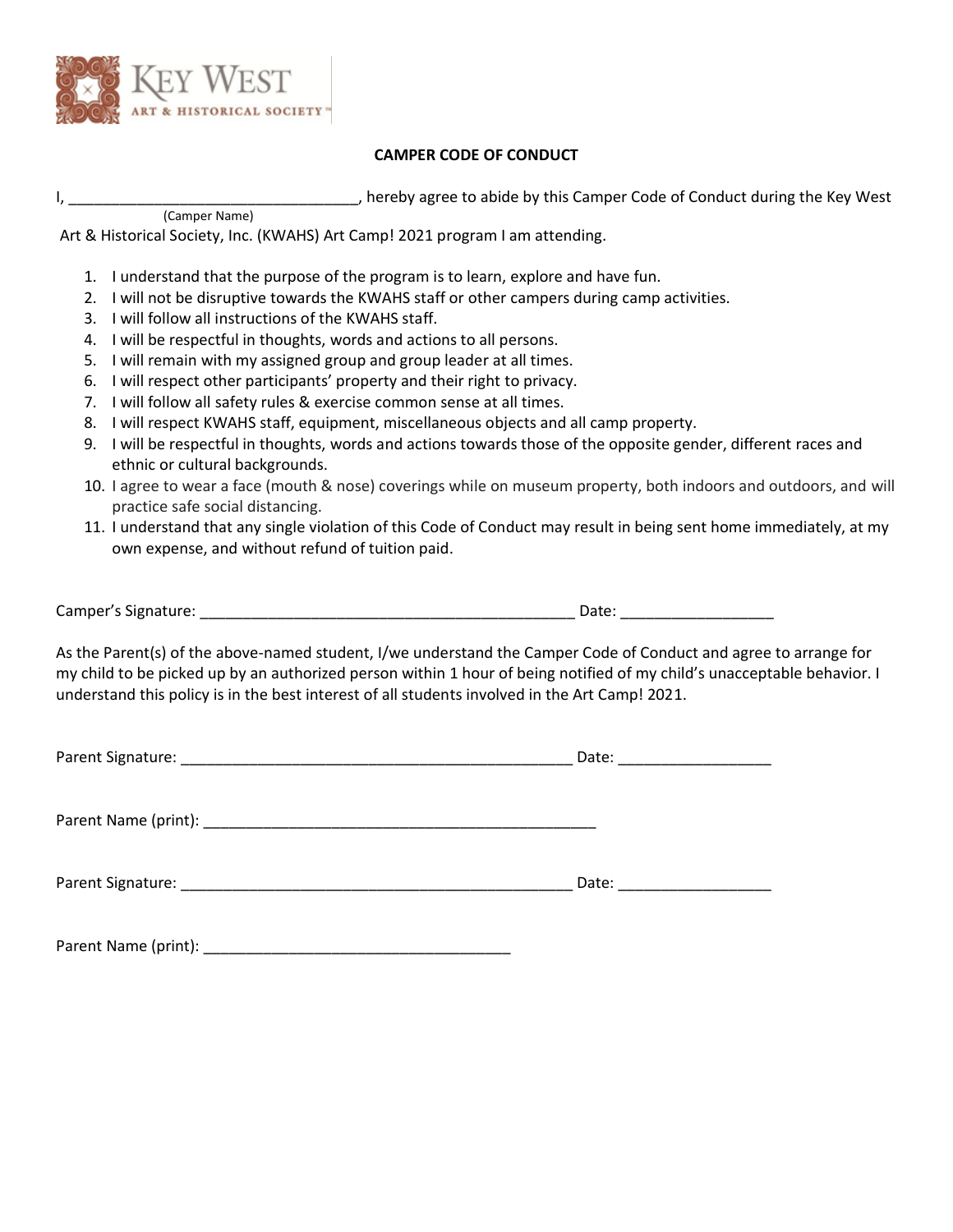KEY WEST
ART & HISTORICAL SOCIETY

**CAMPER CODE OF CONDUCT**

I, ___________________________________, hereby agree to abide by this Camper Code of Conduct during the Key West
(Camper Name)
Art & Historical Society, Inc. (KWAHS) Art Camp! 2021 program I am attending.

1. I understand that the purpose of the program is to learn, explore and have fun.
2. I will not be disruptive towards the KWAHS staff or other campers during camp activities.
3. I will follow all instructions of the KWAHS staff.
4. I will be respectful in thoughts, words and actions to all persons.
5. I will remain with my assigned group and group leader at all times.
6. I will respect other participants' property and their right to privacy.
7. I will follow all safety rules & exercise common sense at all times.
8. I will respect KWAHS staff, equipment, miscellaneous objects and all camp property.
9. I will be respectful in thoughts, words and actions towards those of the opposite gender, different races and ethnic or cultural backgrounds.
10. I agree to wear a face (mouth & nose) coverings while on museum property, both indoors and outdoors, and will practice safe social distancing.
11. I understand that any single violation of this Code of Conduct may result in being sent home immediately, at my own expense, and without refund of tuition paid.

Camper's Signature: _____________________________________________ Date: __________________

As the Parent(s) of the above-named student, I/we understand the Camper Code of Conduct and agree to arrange for my child to be picked up by an authorized person within 1 hour of being notified of my child's unacceptable behavior. I understand this policy is in the best interest of all students involved in the Art Camp! 2021.

Parent Signature: _______________________________________________ Date: __________________

Parent Name (print): _______________________________________________

Parent Signature: _______________________________________________ Date: __________________

Parent Name (print): _____________________________________